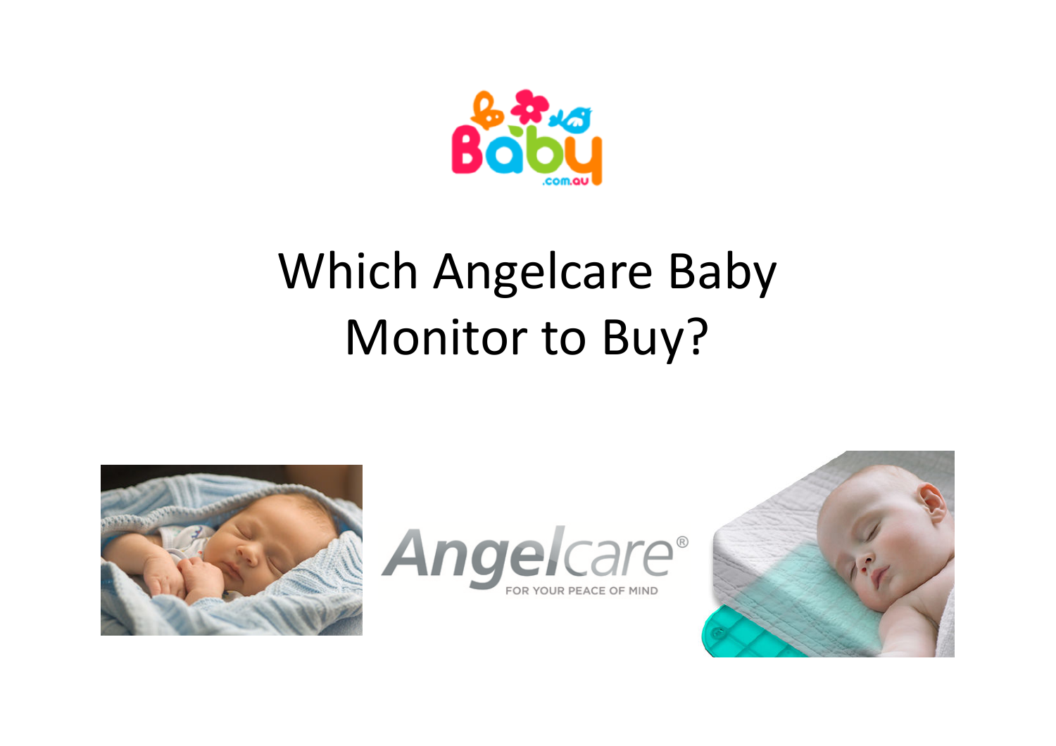# Which Angelcare Baby Monitor to Buy?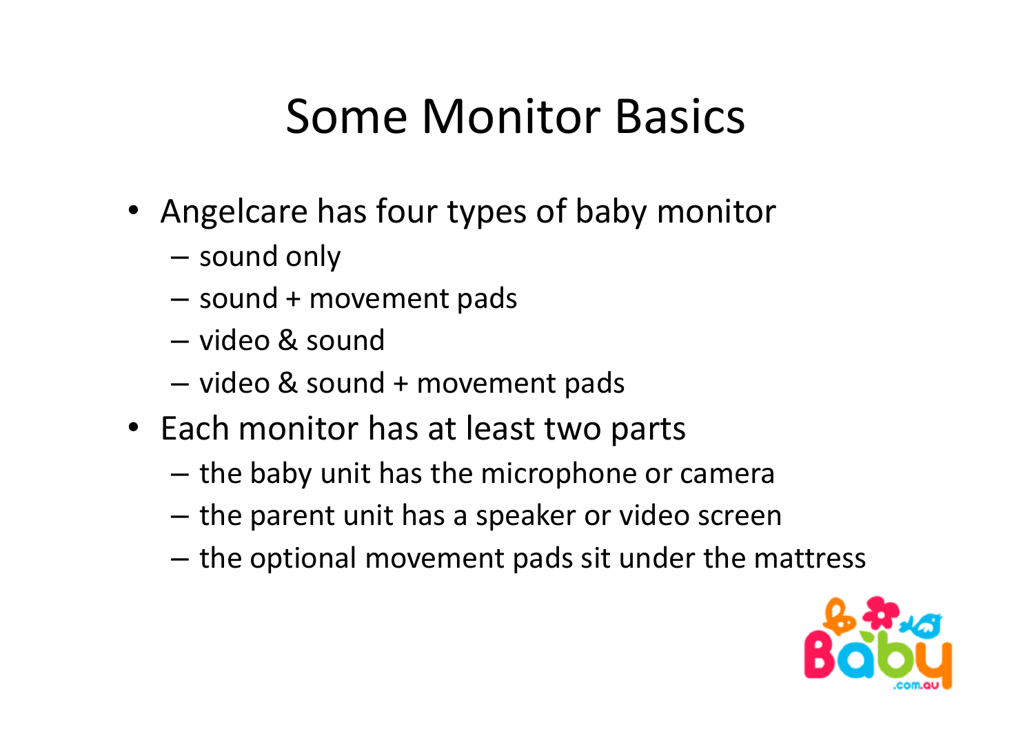# Some Monitor Basics

- Angelcare has four types of baby monitor
  - sound only
  - sound + movement pads
  - video & sound
  - video & sound + movement pads
- Each monitor has at least two parts
  - the baby unit has the microphone or camera
  - the parent unit has a speaker or video screen
  - the optional movement pads sit under the mattress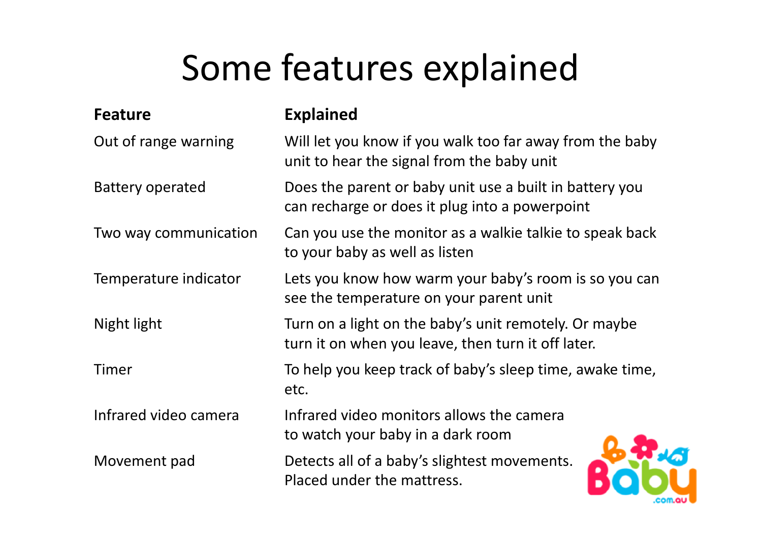# Some features explained

| Feature | Explained |
|---|---|
| Out of range warning | Will let you know if you walk too far away from the baby unit to hear the signal from the baby unit |
| Battery operated | Does the parent or baby unit use a built in battery you can recharge or does it plug into a powerpoint |
| Two way communication | Can you use the monitor as a walkie talkie to speak back to your baby as well as listen |
| Temperature indicator | Lets you know how warm your baby's room is so you can see the temperature on your parent unit |
| Night light | Turn on a light on the baby's unit remotely. Or maybe turn it on when you leave, then turn it off later. |
| Timer | To help you keep track of baby's sleep time, awake time, etc. |
| Infrared video camera | Infrared video monitors allows the camera to watch your baby in a dark room |
| Movement pad | Detects all of a baby's slightest movements. Placed under the mattress. |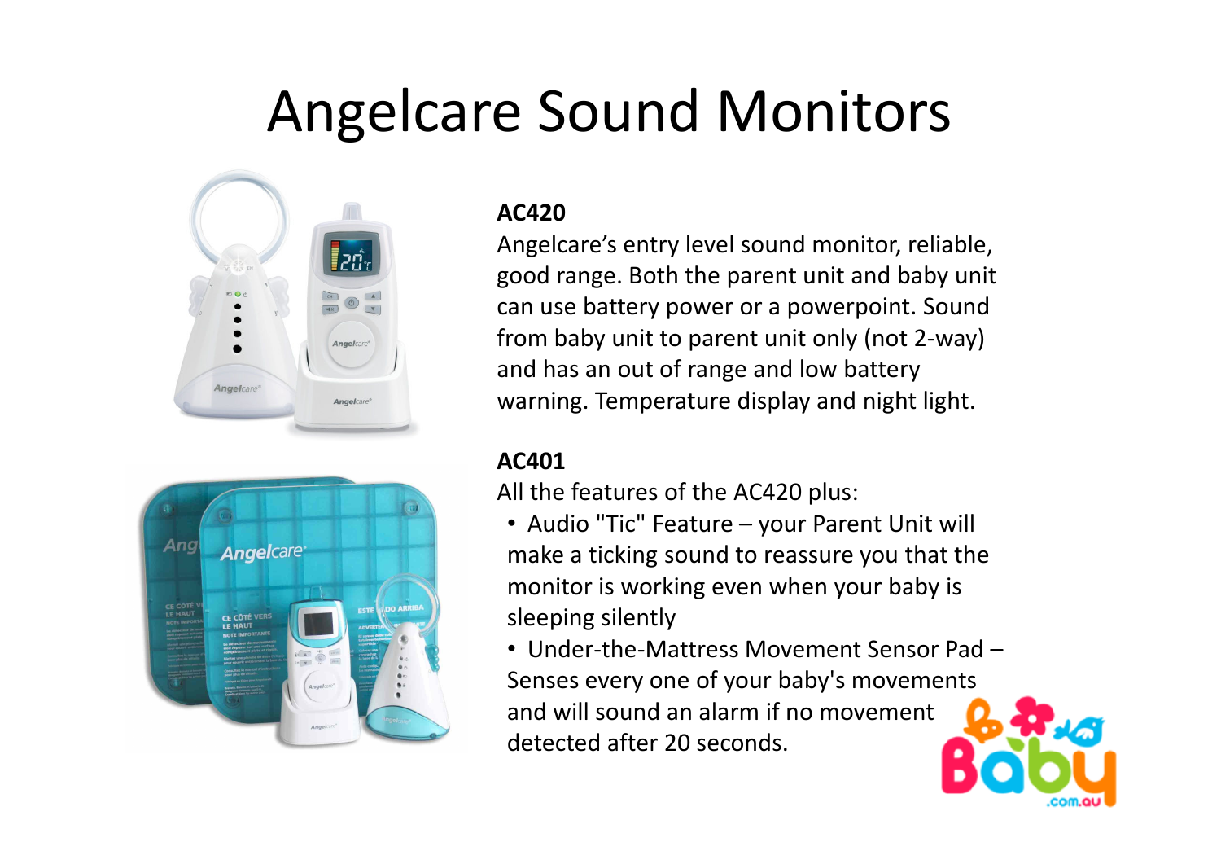# Angelcare Sound Monitors

**AC420**

Angelcare's entry level sound monitor, reliable, good range. Both the parent unit and baby unit can use battery power or a powerpoint. Sound from baby unit to parent unit only (not 2-way) and has an out of range and low battery warning. Temperature display and night light.

**AC401**

All the features of the AC420 plus:

- Audio "Tic" Feature – your Parent Unit will make a ticking sound to reassure you that the monitor is working even when your baby is sleeping silently
- Under-the-Mattress Movement Sensor Pad – Senses every one of your baby's movements and will sound an alarm if no movement detected after 20 seconds.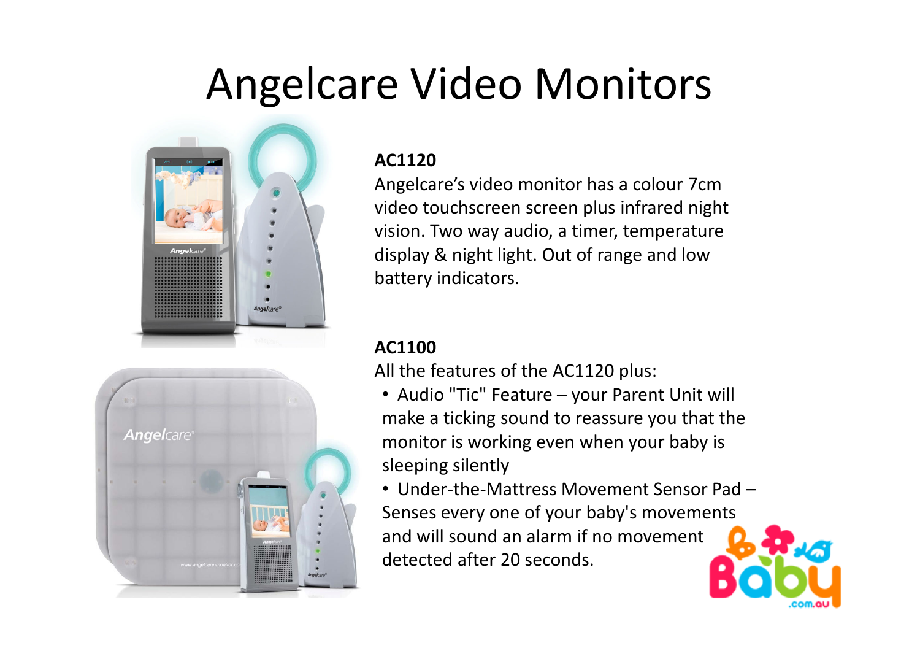# Angelcare Video Monitors

**AC1120**

Angelcare's video monitor has a colour 7cm video touchscreen screen plus infrared night vision. Two way audio, a timer, temperature display & night light. Out of range and low battery indicators.

**AC1100**

All the features of the AC1120 plus:

- Audio "Tic" Feature – your Parent Unit will make a ticking sound to reassure you that the monitor is working even when your baby is sleeping silently
- Under-the-Mattress Movement Sensor Pad – Senses every one of your baby's movements and will sound an alarm if no movement detected after 20 seconds.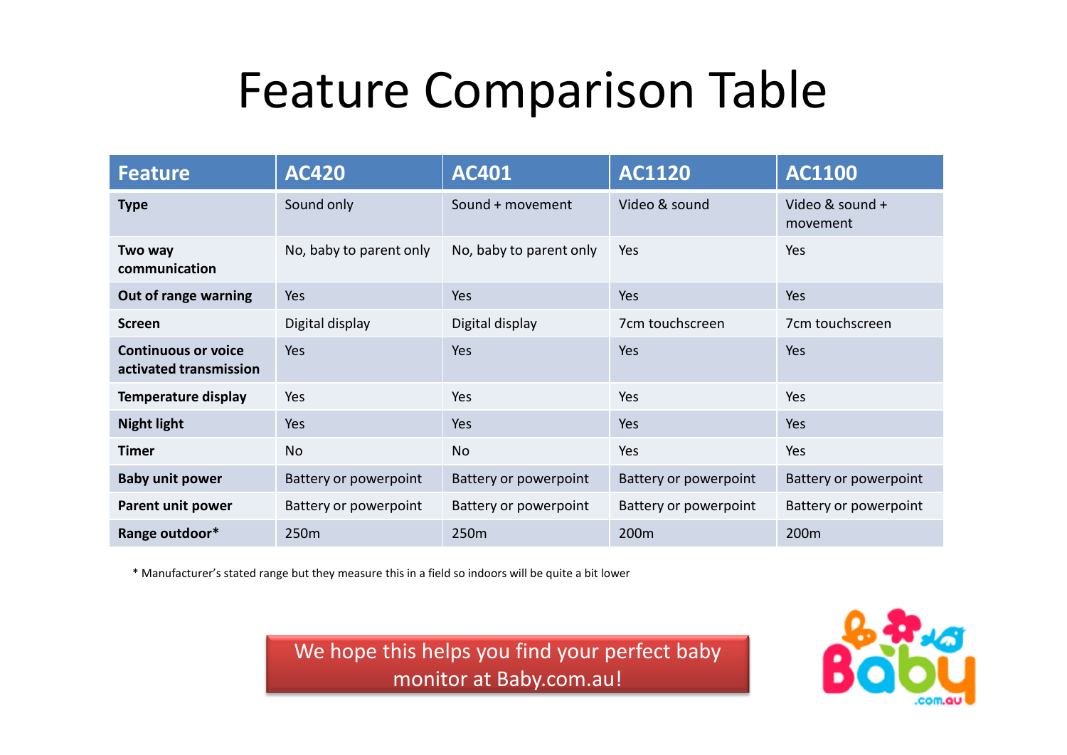# Feature Comparison Table

| Feature | AC420 | AC401 | AC1120 | AC1100 |
|---|---|---|---|---|
| **Type** | Sound only | Sound + movement | Video & sound | Video & sound + movement |
| **Two way communication** | No, baby to parent only | No, baby to parent only | Yes | Yes |
| **Out of range warning** | Yes | Yes | Yes | Yes |
| **Screen** | Digital display | Digital display | 7cm touchscreen | 7cm touchscreen |
| **Continuous or voice activated transmission** | Yes | Yes | Yes | Yes |
| **Temperature display** | Yes | Yes | Yes | Yes |
| **Night light** | Yes | Yes | Yes | Yes |
| **Timer** | No | No | Yes | Yes |
| **Baby unit power** | Battery or powerpoint | Battery or powerpoint | Battery or powerpoint | Battery or powerpoint |
| **Parent unit power** | Battery or powerpoint | Battery or powerpoint | Battery or powerpoint | Battery or powerpoint |
| **Range outdoor*** | 250m | 250m | 200m | 200m |

* Manufacturer's stated range but they measure this in a field so indoors will be quite a bit lower

We hope this helps you find your perfect baby monitor at Baby.com.au!

Baby.com.au